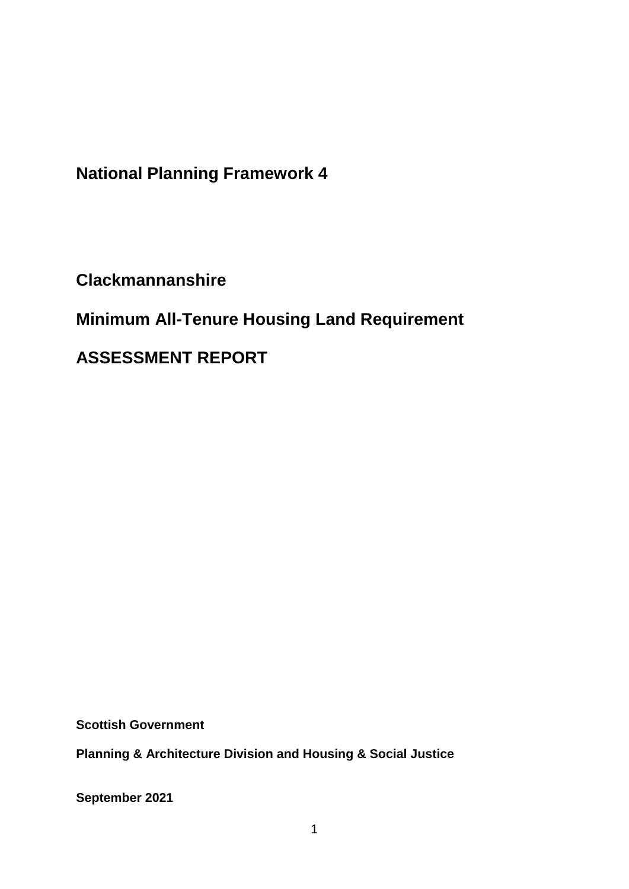# National Planning Framework 4

## Clackmannanshire

## Minimum All-Tenure Housing Land Requirement

## ASSESSMENT REPORT

**Scottish Government**

**Planning & Architecture Division and Housing & Social Justice**

**September 2021**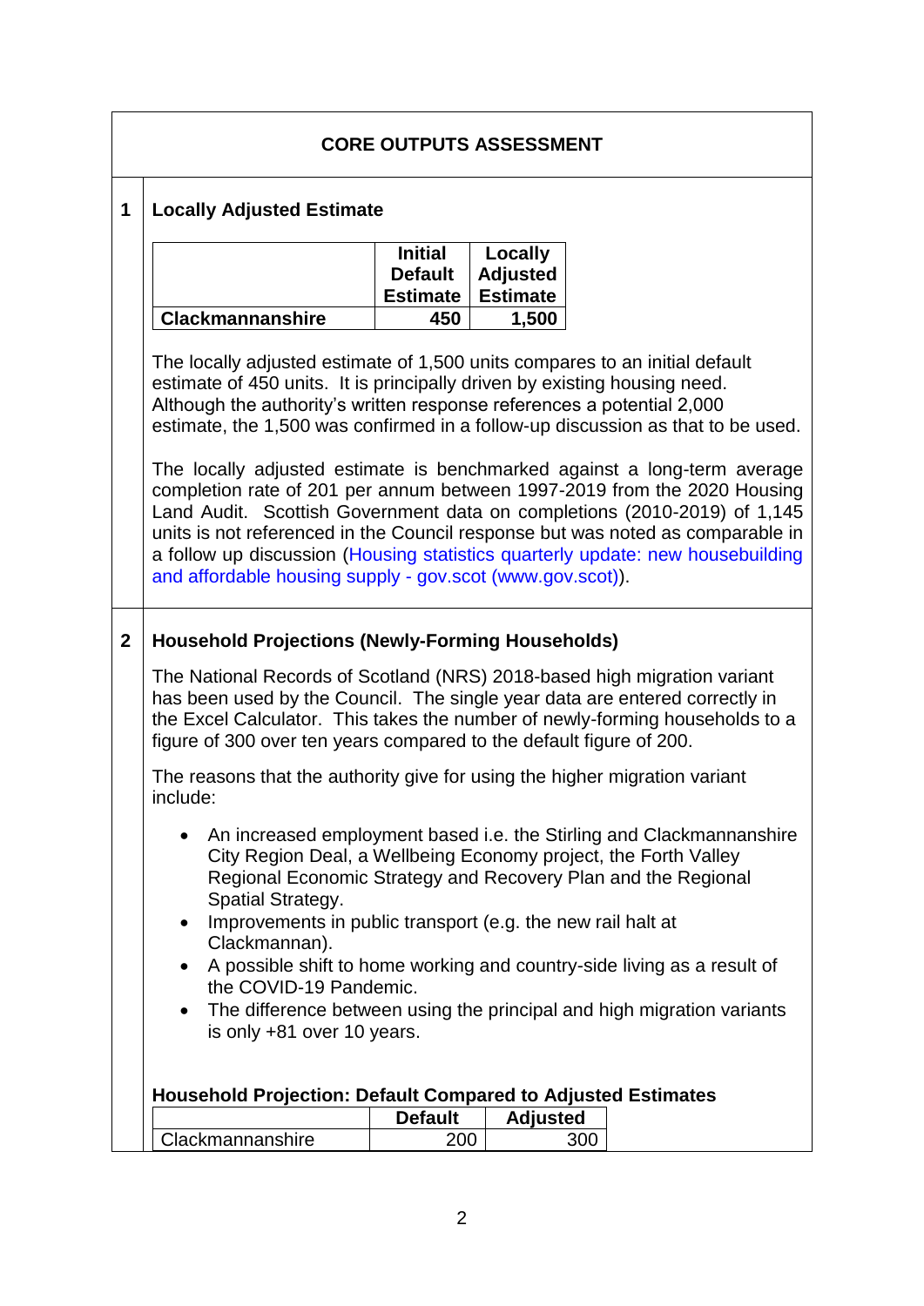## CORE OUTPUTS ASSESSMENT

### 1 Locally Adjusted Estimate

| | Initial Default Estimate | Locally Adjusted Estimate |
|---|---|---|
| **Clackmannanshire** | **450** | **1,500** |

The locally adjusted estimate of 1,500 units compares to an initial default estimate of 450 units. It is principally driven by existing housing need. Although the authority's written response references a potential 2,000 estimate, the 1,500 was confirmed in a follow-up discussion as that to be used.

The locally adjusted estimate is benchmarked against a long-term average completion rate of 201 per annum between 1997-2019 from the 2020 Housing Land Audit. Scottish Government data on completions (2010-2019) of 1,145 units is not referenced in the Council response but was noted as comparable in a follow up discussion (Housing statistics quarterly update: new housebuilding and affordable housing supply - gov.scot (www.gov.scot)).

### 2 Household Projections (Newly-Forming Households)

The National Records of Scotland (NRS) 2018-based high migration variant has been used by the Council. The single year data are entered correctly in the Excel Calculator. This takes the number of newly-forming households to a figure of 300 over ten years compared to the default figure of 200.

The reasons that the authority give for using the higher migration variant include:

- An increased employment based i.e. the Stirling and Clackmannanshire City Region Deal, a Wellbeing Economy project, the Forth Valley Regional Economic Strategy and Recovery Plan and the Regional Spatial Strategy.
- Improvements in public transport (e.g. the new rail halt at Clackmannan).
- A possible shift to home working and country-side living as a result of the COVID-19 Pandemic.
- The difference between using the principal and high migration variants is only +81 over 10 years.

**Household Projection: Default Compared to Adjusted Estimates**

| | Default | Adjusted |
|---|---|---|
| Clackmannanshire | 200 | 300 |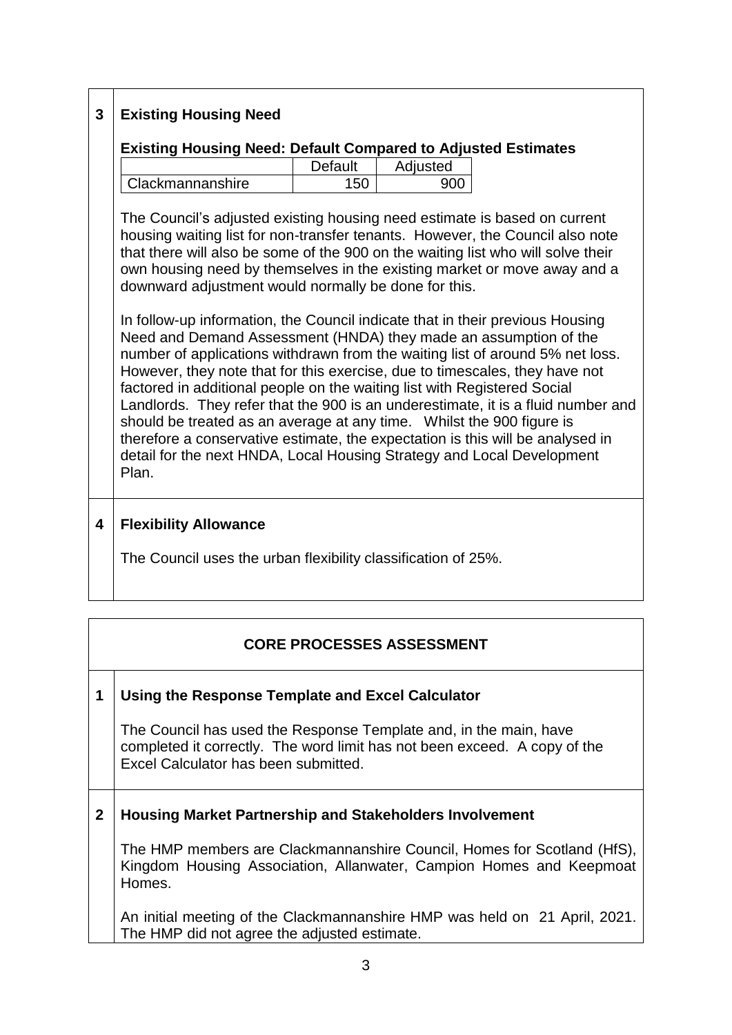## 3 Existing Housing Need

**Existing Housing Need: Default Compared to Adjusted Estimates**

| | Default | Adjusted |
|---|---|---|
| Clackmannanshire | 150 | 900 |

The Council's adjusted existing housing need estimate is based on current housing waiting list for non-transfer tenants. However, the Council also note that there will also be some of the 900 on the waiting list who will solve their own housing need by themselves in the existing market or move away and a downward adjustment would normally be done for this.

In follow-up information, the Council indicate that in their previous Housing Need and Demand Assessment (HNDA) they made an assumption of the number of applications withdrawn from the waiting list of around 5% net loss. However, they note that for this exercise, due to timescales, they have not factored in additional people on the waiting list with Registered Social Landlords. They refer that the 900 is an underestimate, it is a fluid number and should be treated as an average at any time. Whilst the 900 figure is therefore a conservative estimate, the expectation is this will be analysed in detail for the next HNDA, Local Housing Strategy and Local Development Plan.

## 4 Flexibility Allowance

The Council uses the urban flexibility classification of 25%.

# CORE PROCESSES ASSESSMENT

## 1 Using the Response Template and Excel Calculator

The Council has used the Response Template and, in the main, have completed it correctly. The word limit has not been exceed. A copy of the Excel Calculator has been submitted.

## 2 Housing Market Partnership and Stakeholders Involvement

The HMP members are Clackmannanshire Council, Homes for Scotland (HfS), Kingdom Housing Association, Allanwater, Campion Homes and Keepmoat Homes.

An initial meeting of the Clackmannanshire HMP was held on 21 April, 2021. The HMP did not agree the adjusted estimate.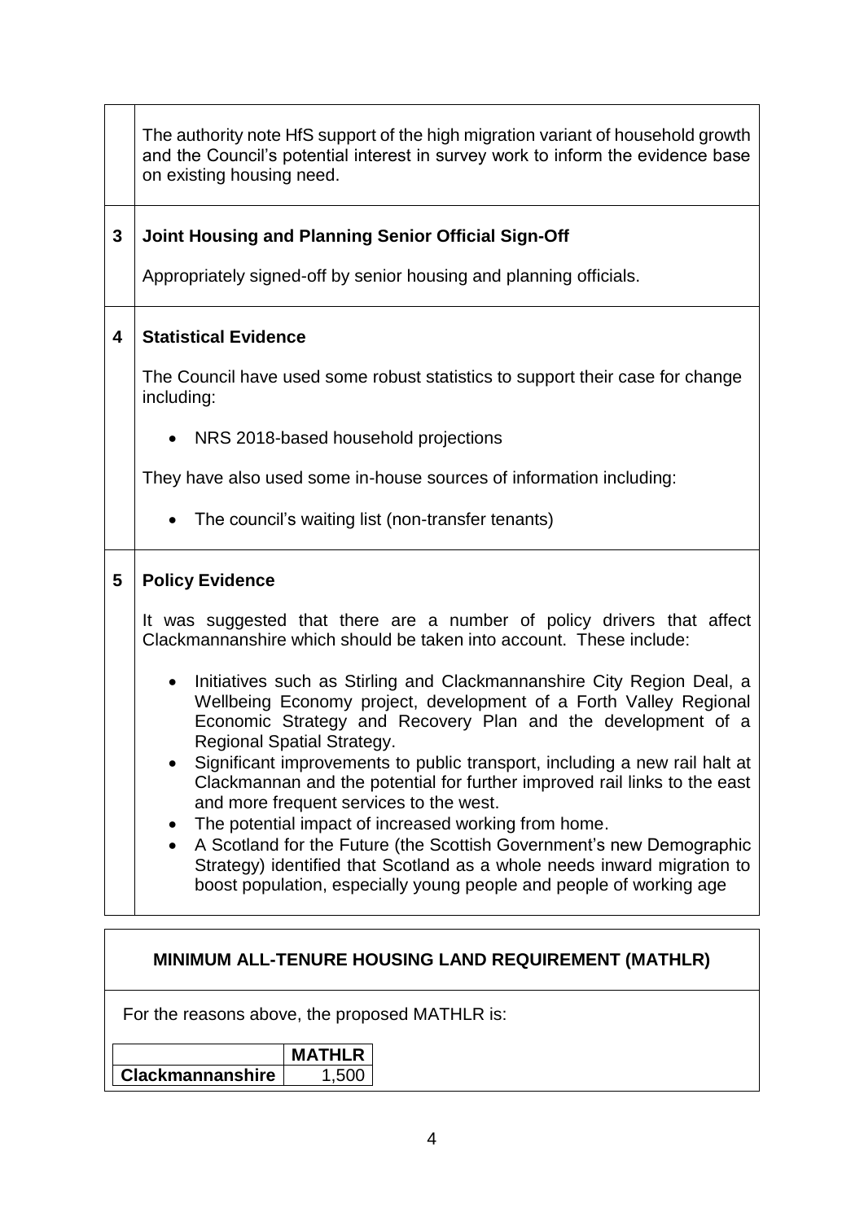The authority note HfS support of the high migration variant of household growth and the Council's potential interest in survey work to inform the evidence base on existing housing need.

**3 Joint Housing and Planning Senior Official Sign-Off**

Appropriately signed-off by senior housing and planning officials.

**4 Statistical Evidence**

The Council have used some robust statistics to support their case for change including:

- NRS 2018-based household projections

They have also used some in-house sources of information including:

- The council's waiting list (non-transfer tenants)

**5 Policy Evidence**

It was suggested that there are a number of policy drivers that affect Clackmannanshire which should be taken into account. These include:

- Initiatives such as Stirling and Clackmannanshire City Region Deal, a Wellbeing Economy project, development of a Forth Valley Regional Economic Strategy and Recovery Plan and the development of a Regional Spatial Strategy.
- Significant improvements to public transport, including a new rail halt at Clackmannan and the potential for further improved rail links to the east and more frequent services to the west.
- The potential impact of increased working from home.
- A Scotland for the Future (the Scottish Government's new Demographic Strategy) identified that Scotland as a whole needs inward migration to boost population, especially young people and people of working age

## MINIMUM ALL-TENURE HOUSING LAND REQUIREMENT (MATHLR)

For the reasons above, the proposed MATHLR is:

| | MATHLR |
|---|---|
| **Clackmannanshire** | 1,500 |